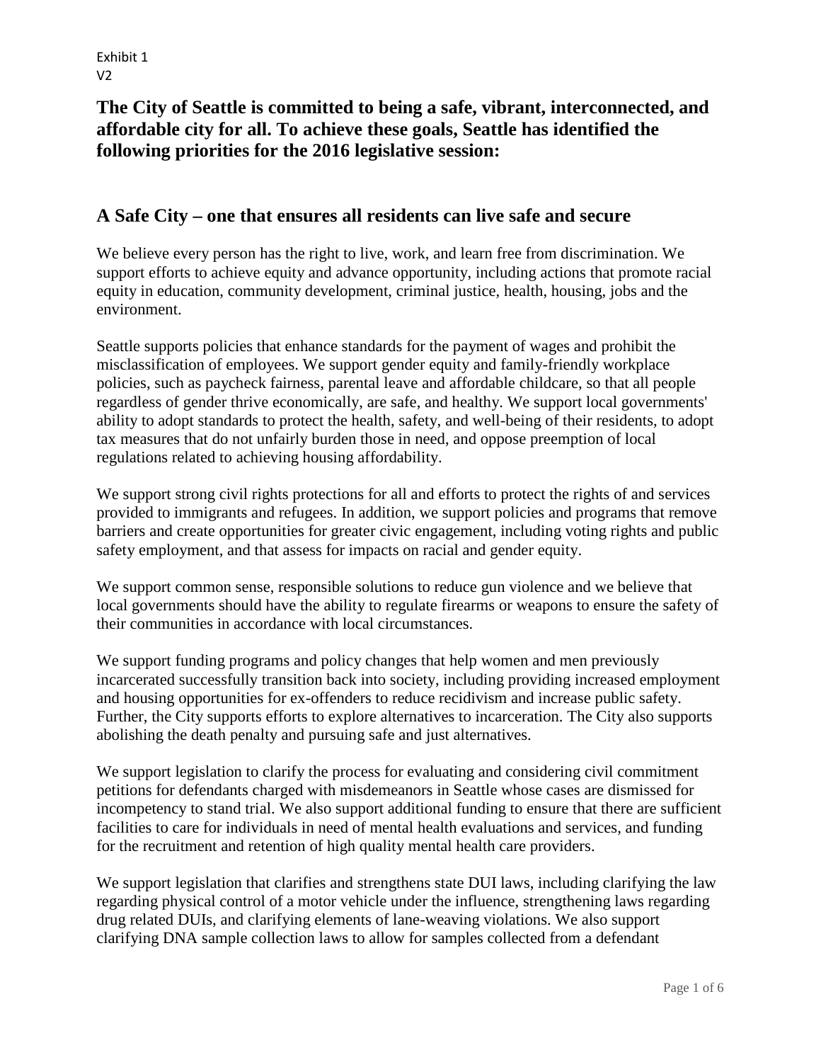Exhibit 1
V2

## The City of Seattle is committed to being a safe, vibrant, interconnected, and affordable city for all. To achieve these goals, Seattle has identified the following priorities for the 2016 legislative session:

## A Safe City – one that ensures all residents can live safe and secure

We believe every person has the right to live, work, and learn free from discrimination. We support efforts to achieve equity and advance opportunity, including actions that promote racial equity in education, community development, criminal justice, health, housing, jobs and the environment.

Seattle supports policies that enhance standards for the payment of wages and prohibit the misclassification of employees. We support gender equity and family-friendly workplace policies, such as paycheck fairness, parental leave and affordable childcare, so that all people regardless of gender thrive economically, are safe, and healthy. We support local governments' ability to adopt standards to protect the health, safety, and well-being of their residents, to adopt tax measures that do not unfairly burden those in need, and oppose preemption of local regulations related to achieving housing affordability.

We support strong civil rights protections for all and efforts to protect the rights of and services provided to immigrants and refugees. In addition, we support policies and programs that remove barriers and create opportunities for greater civic engagement, including voting rights and public safety employment, and that assess for impacts on racial and gender equity.

We support common sense, responsible solutions to reduce gun violence and we believe that local governments should have the ability to regulate firearms or weapons to ensure the safety of their communities in accordance with local circumstances.

We support funding programs and policy changes that help women and men previously incarcerated successfully transition back into society, including providing increased employment and housing opportunities for ex-offenders to reduce recidivism and increase public safety. Further, the City supports efforts to explore alternatives to incarceration. The City also supports abolishing the death penalty and pursuing safe and just alternatives.

We support legislation to clarify the process for evaluating and considering civil commitment petitions for defendants charged with misdemeanors in Seattle whose cases are dismissed for incompetency to stand trial. We also support additional funding to ensure that there are sufficient facilities to care for individuals in need of mental health evaluations and services, and funding for the recruitment and retention of high quality mental health care providers.

We support legislation that clarifies and strengthens state DUI laws, including clarifying the law regarding physical control of a motor vehicle under the influence, strengthening laws regarding drug related DUIs, and clarifying elements of lane-weaving violations. We also support clarifying DNA sample collection laws to allow for samples collected from a defendant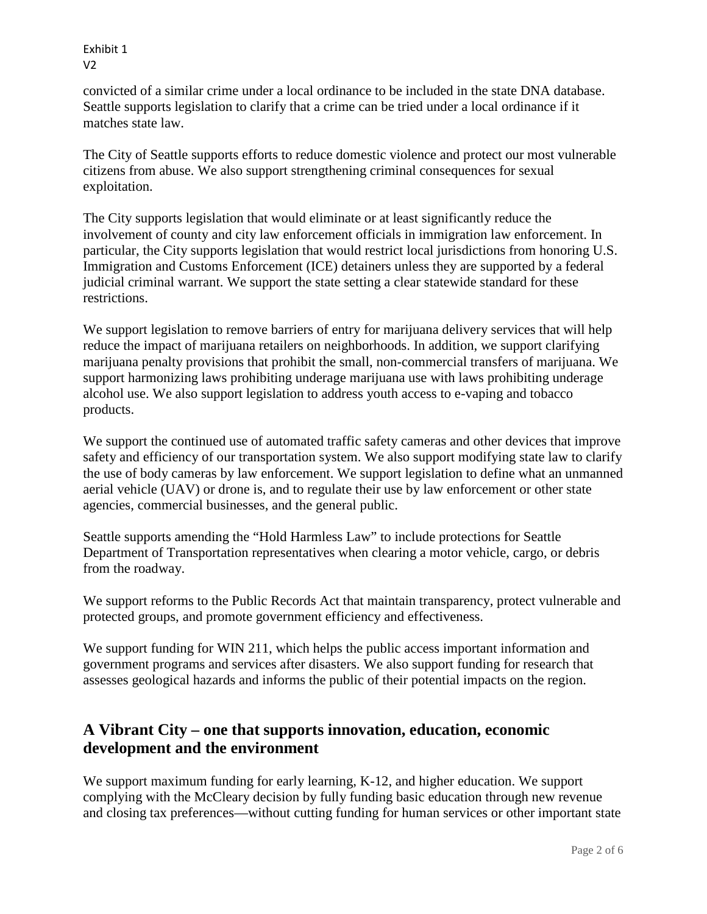convicted of a similar crime under a local ordinance to be included in the state DNA database. Seattle supports legislation to clarify that a crime can be tried under a local ordinance if it matches state law.

The City of Seattle supports efforts to reduce domestic violence and protect our most vulnerable citizens from abuse. We also support strengthening criminal consequences for sexual exploitation.

The City supports legislation that would eliminate or at least significantly reduce the involvement of county and city law enforcement officials in immigration law enforcement. In particular, the City supports legislation that would restrict local jurisdictions from honoring U.S. Immigration and Customs Enforcement (ICE) detainers unless they are supported by a federal judicial criminal warrant. We support the state setting a clear statewide standard for these restrictions.

We support legislation to remove barriers of entry for marijuana delivery services that will help reduce the impact of marijuana retailers on neighborhoods. In addition, we support clarifying marijuana penalty provisions that prohibit the small, non-commercial transfers of marijuana. We support harmonizing laws prohibiting underage marijuana use with laws prohibiting underage alcohol use. We also support legislation to address youth access to e-vaping and tobacco products.

We support the continued use of automated traffic safety cameras and other devices that improve safety and efficiency of our transportation system. We also support modifying state law to clarify the use of body cameras by law enforcement. We support legislation to define what an unmanned aerial vehicle (UAV) or drone is, and to regulate their use by law enforcement or other state agencies, commercial businesses, and the general public.

Seattle supports amending the "Hold Harmless Law" to include protections for Seattle Department of Transportation representatives when clearing a motor vehicle, cargo, or debris from the roadway.

We support reforms to the Public Records Act that maintain transparency, protect vulnerable and protected groups, and promote government efficiency and effectiveness.

We support funding for WIN 211, which helps the public access important information and government programs and services after disasters. We also support funding for research that assesses geological hazards and informs the public of their potential impacts on the region.

## A Vibrant City – one that supports innovation, education, economic development and the environment

We support maximum funding for early learning, K-12, and higher education. We support complying with the McCleary decision by fully funding basic education through new revenue and closing tax preferences—without cutting funding for human services or other important state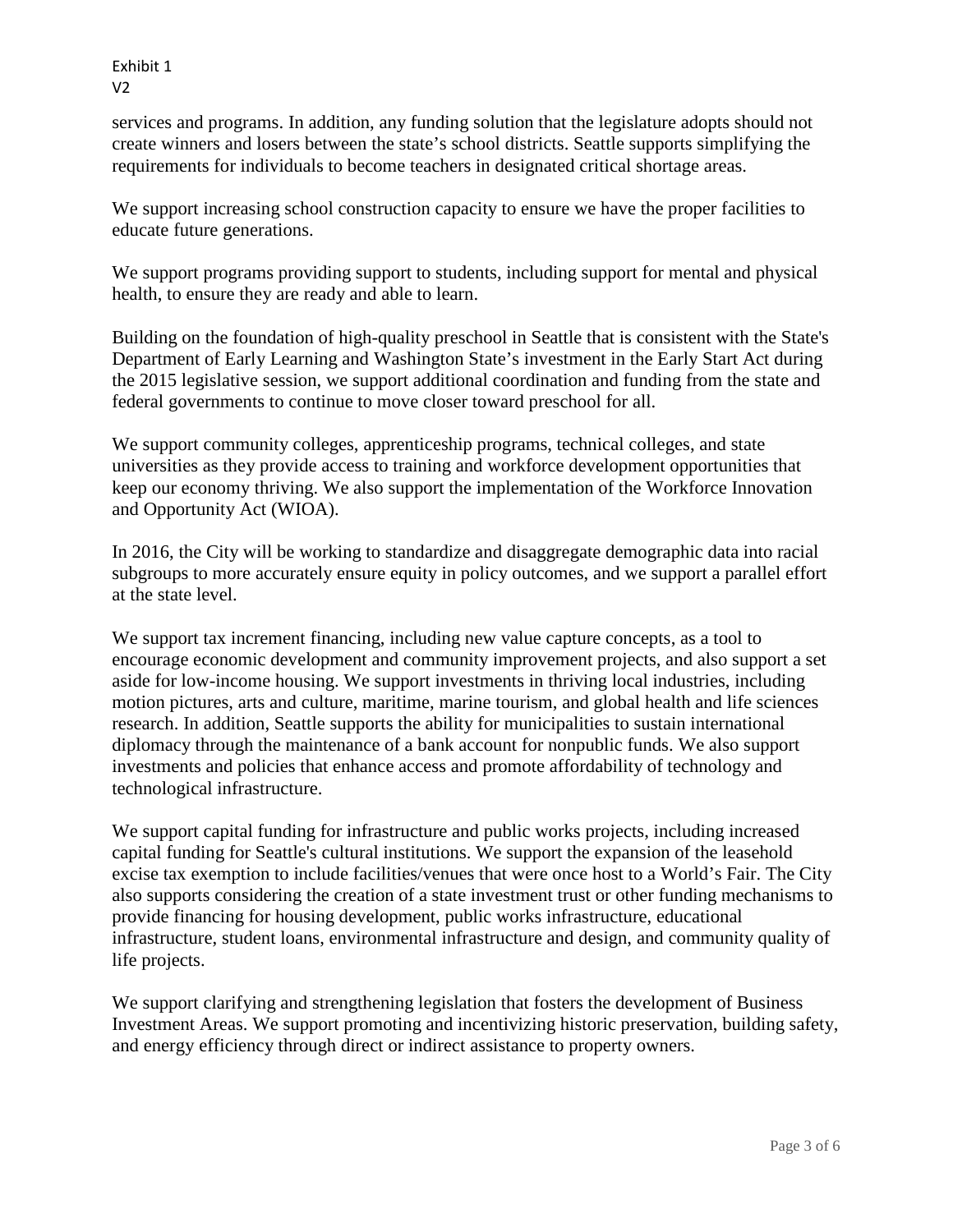services and programs. In addition, any funding solution that the legislature adopts should not create winners and losers between the state's school districts. Seattle supports simplifying the requirements for individuals to become teachers in designated critical shortage areas.

We support increasing school construction capacity to ensure we have the proper facilities to educate future generations.

We support programs providing support to students, including support for mental and physical health, to ensure they are ready and able to learn.

Building on the foundation of high-quality preschool in Seattle that is consistent with the State's Department of Early Learning and Washington State's investment in the Early Start Act during the 2015 legislative session, we support additional coordination and funding from the state and federal governments to continue to move closer toward preschool for all.

We support community colleges, apprenticeship programs, technical colleges, and state universities as they provide access to training and workforce development opportunities that keep our economy thriving. We also support the implementation of the Workforce Innovation and Opportunity Act (WIOA).

In 2016, the City will be working to standardize and disaggregate demographic data into racial subgroups to more accurately ensure equity in policy outcomes, and we support a parallel effort at the state level.

We support tax increment financing, including new value capture concepts, as a tool to encourage economic development and community improvement projects, and also support a set aside for low-income housing. We support investments in thriving local industries, including motion pictures, arts and culture, maritime, marine tourism, and global health and life sciences research. In addition, Seattle supports the ability for municipalities to sustain international diplomacy through the maintenance of a bank account for nonpublic funds. We also support investments and policies that enhance access and promote affordability of technology and technological infrastructure.

We support capital funding for infrastructure and public works projects, including increased capital funding for Seattle's cultural institutions. We support the expansion of the leasehold excise tax exemption to include facilities/venues that were once host to a World's Fair. The City also supports considering the creation of a state investment trust or other funding mechanisms to provide financing for housing development, public works infrastructure, educational infrastructure, student loans, environmental infrastructure and design, and community quality of life projects.

We support clarifying and strengthening legislation that fosters the development of Business Investment Areas. We support promoting and incentivizing historic preservation, building safety, and energy efficiency through direct or indirect assistance to property owners.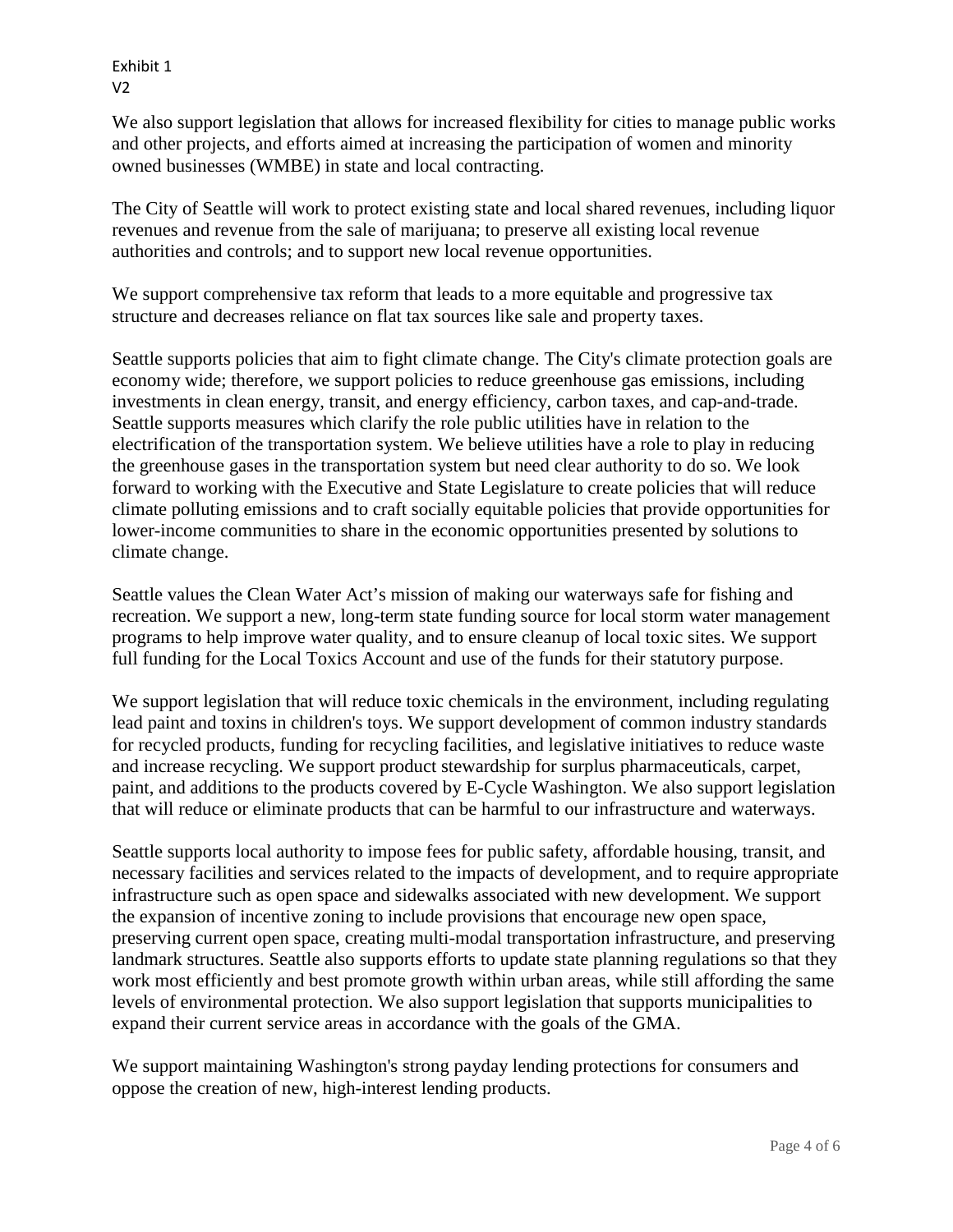Exhibit 1
V2

We also support legislation that allows for increased flexibility for cities to manage public works and other projects, and efforts aimed at increasing the participation of women and minority owned businesses (WMBE) in state and local contracting.

The City of Seattle will work to protect existing state and local shared revenues, including liquor revenues and revenue from the sale of marijuana; to preserve all existing local revenue authorities and controls; and to support new local revenue opportunities.

We support comprehensive tax reform that leads to a more equitable and progressive tax structure and decreases reliance on flat tax sources like sale and property taxes.

Seattle supports policies that aim to fight climate change. The City's climate protection goals are economy wide; therefore, we support policies to reduce greenhouse gas emissions, including investments in clean energy, transit, and energy efficiency, carbon taxes, and cap-and-trade. Seattle supports measures which clarify the role public utilities have in relation to the electrification of the transportation system. We believe utilities have a role to play in reducing the greenhouse gases in the transportation system but need clear authority to do so. We look forward to working with the Executive and State Legislature to create policies that will reduce climate polluting emissions and to craft socially equitable policies that provide opportunities for lower-income communities to share in the economic opportunities presented by solutions to climate change.

Seattle values the Clean Water Act's mission of making our waterways safe for fishing and recreation. We support a new, long-term state funding source for local storm water management programs to help improve water quality, and to ensure cleanup of local toxic sites. We support full funding for the Local Toxics Account and use of the funds for their statutory purpose.

We support legislation that will reduce toxic chemicals in the environment, including regulating lead paint and toxins in children's toys. We support development of common industry standards for recycled products, funding for recycling facilities, and legislative initiatives to reduce waste and increase recycling. We support product stewardship for surplus pharmaceuticals, carpet, paint, and additions to the products covered by E-Cycle Washington. We also support legislation that will reduce or eliminate products that can be harmful to our infrastructure and waterways.

Seattle supports local authority to impose fees for public safety, affordable housing, transit, and necessary facilities and services related to the impacts of development, and to require appropriate infrastructure such as open space and sidewalks associated with new development. We support the expansion of incentive zoning to include provisions that encourage new open space, preserving current open space, creating multi-modal transportation infrastructure, and preserving landmark structures. Seattle also supports efforts to update state planning regulations so that they work most efficiently and best promote growth within urban areas, while still affording the same levels of environmental protection. We also support legislation that supports municipalities to expand their current service areas in accordance with the goals of the GMA.

We support maintaining Washington's strong payday lending protections for consumers and oppose the creation of new, high-interest lending products.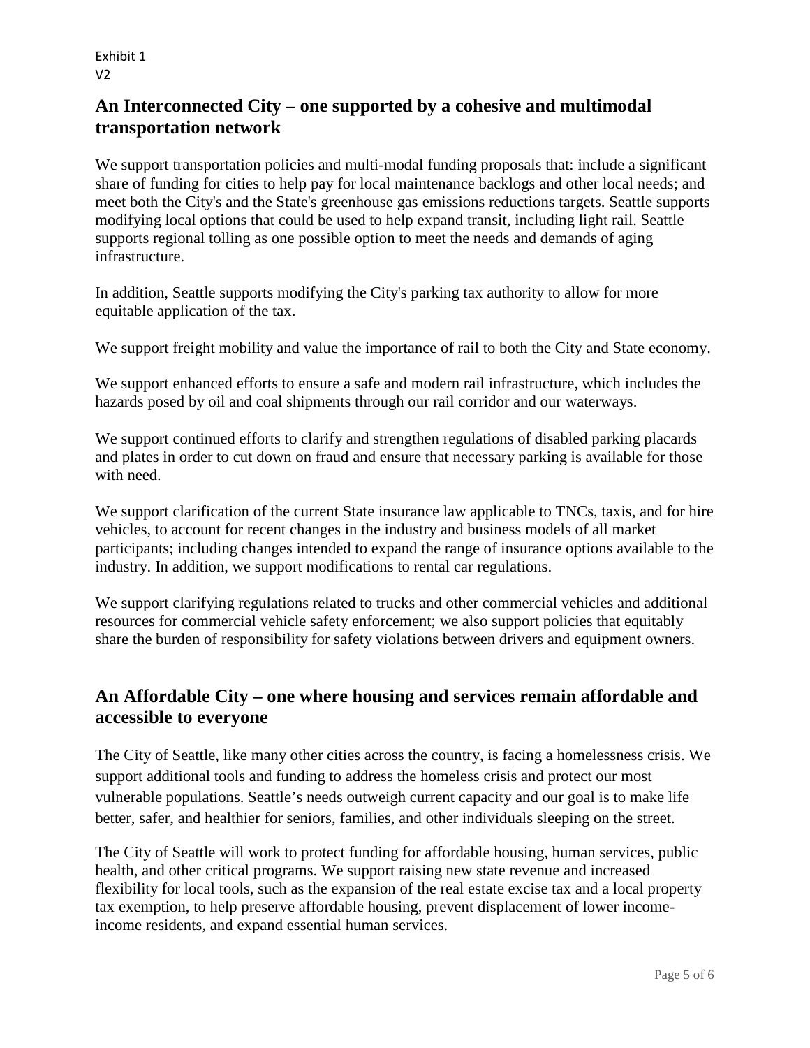Exhibit 1
V2

## An Interconnected City – one supported by a cohesive and multimodal transportation network

We support transportation policies and multi-modal funding proposals that: include a significant share of funding for cities to help pay for local maintenance backlogs and other local needs; and meet both the City's and the State's greenhouse gas emissions reductions targets. Seattle supports modifying local options that could be used to help expand transit, including light rail. Seattle supports regional tolling as one possible option to meet the needs and demands of aging infrastructure.

In addition, Seattle supports modifying the City's parking tax authority to allow for more equitable application of the tax.

We support freight mobility and value the importance of rail to both the City and State economy.

We support enhanced efforts to ensure a safe and modern rail infrastructure, which includes the hazards posed by oil and coal shipments through our rail corridor and our waterways.

We support continued efforts to clarify and strengthen regulations of disabled parking placards and plates in order to cut down on fraud and ensure that necessary parking is available for those with need.

We support clarification of the current State insurance law applicable to TNCs, taxis, and for hire vehicles, to account for recent changes in the industry and business models of all market participants; including changes intended to expand the range of insurance options available to the industry. In addition, we support modifications to rental car regulations.

We support clarifying regulations related to trucks and other commercial vehicles and additional resources for commercial vehicle safety enforcement; we also support policies that equitably share the burden of responsibility for safety violations between drivers and equipment owners.

## An Affordable City – one where housing and services remain affordable and accessible to everyone

The City of Seattle, like many other cities across the country, is facing a homelessness crisis. We support additional tools and funding to address the homeless crisis and protect our most vulnerable populations. Seattle's needs outweigh current capacity and our goal is to make life better, safer, and healthier for seniors, families, and other individuals sleeping on the street.

The City of Seattle will work to protect funding for affordable housing, human services, public health, and other critical programs. We support raising new state revenue and increased flexibility for local tools, such as the expansion of the real estate excise tax and a local property tax exemption, to help preserve affordable housing, prevent displacement of lower income-income residents, and expand essential human services.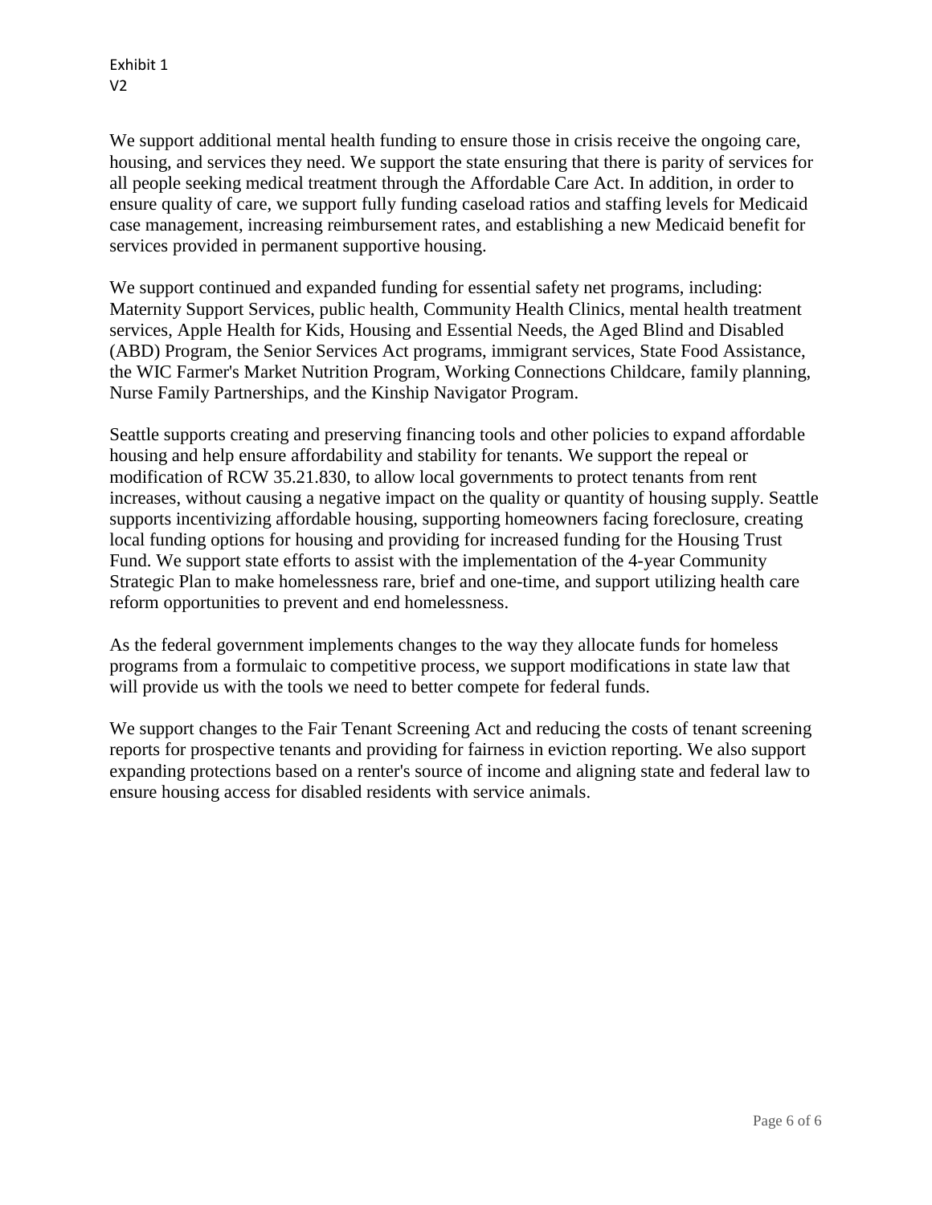We support additional mental health funding to ensure those in crisis receive the ongoing care, housing, and services they need. We support the state ensuring that there is parity of services for all people seeking medical treatment through the Affordable Care Act. In addition, in order to ensure quality of care, we support fully funding caseload ratios and staffing levels for Medicaid case management, increasing reimbursement rates, and establishing a new Medicaid benefit for services provided in permanent supportive housing.

We support continued and expanded funding for essential safety net programs, including: Maternity Support Services, public health, Community Health Clinics, mental health treatment services, Apple Health for Kids, Housing and Essential Needs, the Aged Blind and Disabled (ABD) Program, the Senior Services Act programs, immigrant services, State Food Assistance, the WIC Farmer's Market Nutrition Program, Working Connections Childcare, family planning, Nurse Family Partnerships, and the Kinship Navigator Program.

Seattle supports creating and preserving financing tools and other policies to expand affordable housing and help ensure affordability and stability for tenants. We support the repeal or modification of RCW 35.21.830, to allow local governments to protect tenants from rent increases, without causing a negative impact on the quality or quantity of housing supply. Seattle supports incentivizing affordable housing, supporting homeowners facing foreclosure, creating local funding options for housing and providing for increased funding for the Housing Trust Fund. We support state efforts to assist with the implementation of the 4-year Community Strategic Plan to make homelessness rare, brief and one-time, and support utilizing health care reform opportunities to prevent and end homelessness.

As the federal government implements changes to the way they allocate funds for homeless programs from a formulaic to competitive process, we support modifications in state law that will provide us with the tools we need to better compete for federal funds.

We support changes to the Fair Tenant Screening Act and reducing the costs of tenant screening reports for prospective tenants and providing for fairness in eviction reporting. We also support expanding protections based on a renter's source of income and aligning state and federal law to ensure housing access for disabled residents with service animals.